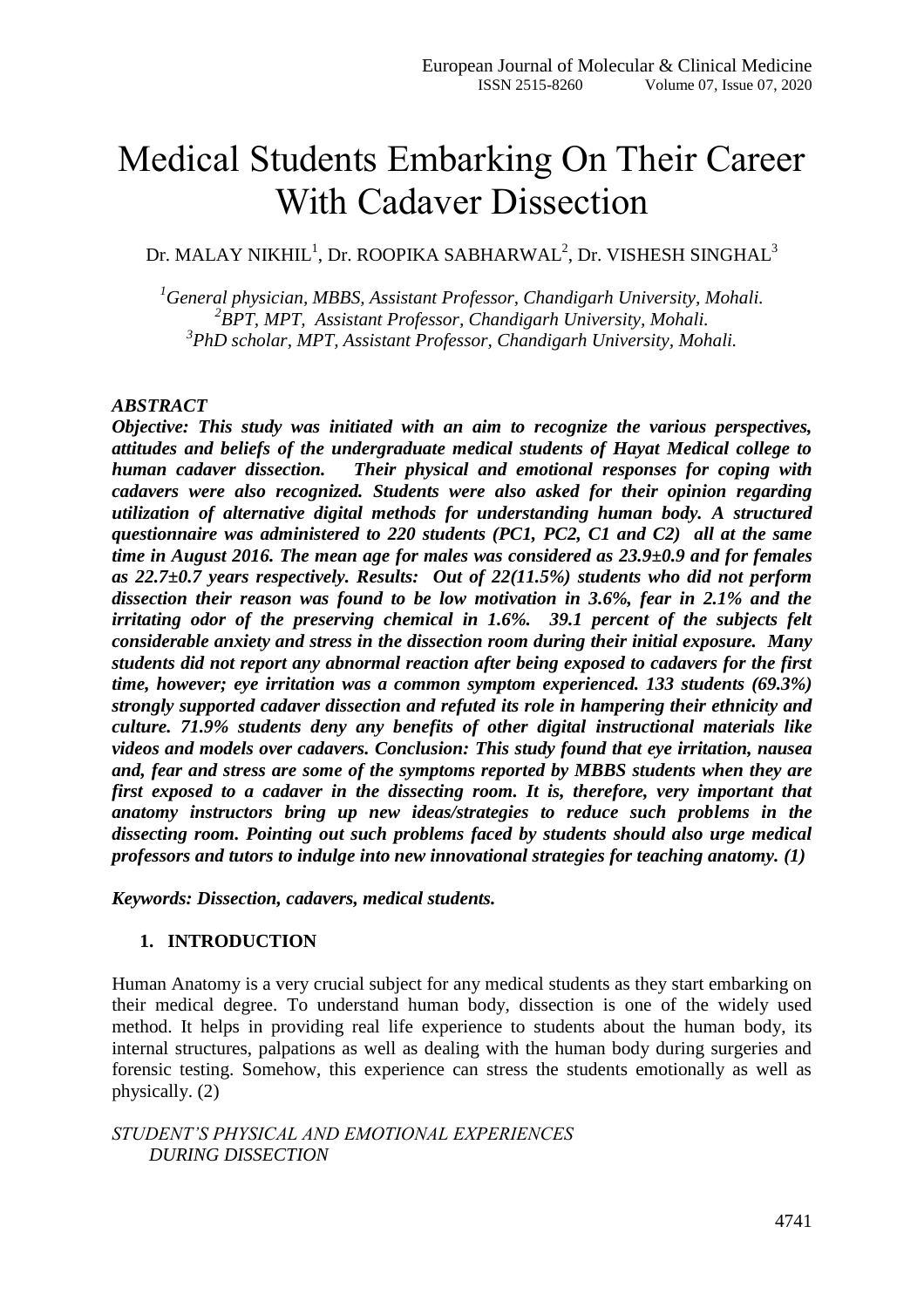# Medical Students Embarking On Their Career With Cadaver Dissection

Dr. MALAY NIKHIL[1], Dr. ROOPIKA SABHARWAL[2], Dr. VISHESH SINGHAL[3]

*[1]General physician, MBBS, Assistant Professor, Chandigarh University, Mohali.*
*[2]BPT, MPT, Assistant Professor, Chandigarh University, Mohali.*
*[3]PhD scholar, MPT, Assistant Professor, Chandigarh University, Mohali.*

***ABSTRACT***

***Objective: This study was initiated with an aim to recognize the various perspectives, attitudes and beliefs of the undergraduate medical students of Hayat Medical college to human cadaver dissection. Their physical and emotional responses for coping with cadavers were also recognized. Students were also asked for their opinion regarding utilization of alternative digital methods for understanding human body. A structured questionnaire was administered to 220 students (PC1, PC2, C1 and C2) all at the same time in August 2016. The mean age for males was considered as 23.9±0.9 and for females as 22.7±0.7 years respectively. Results: Out of 22(11.5%) students who did not perform dissection their reason was found to be low motivation in 3.6%, fear in 2.1% and the irritating odor of the preserving chemical in 1.6%. 39.1 percent of the subjects felt considerable anxiety and stress in the dissection room during their initial exposure. Many students did not report any abnormal reaction after being exposed to cadavers for the first time, however; eye irritation was a common symptom experienced. 133 students (69.3%) strongly supported cadaver dissection and refuted its role in hampering their ethnicity and culture. 71.9% students deny any benefits of other digital instructional materials like videos and models over cadavers. Conclusion: This study found that eye irritation, nausea and, fear and stress are some of the symptoms reported by MBBS students when they are first exposed to a cadaver in the dissecting room. It is, therefore, very important that anatomy instructors bring up new ideas/strategies to reduce such problems in the dissecting room. Pointing out such problems faced by students should also urge medical professors and tutors to indulge into new innovational strategies for teaching anatomy. (1)***

***Keywords: Dissection, cadavers, medical students.***

## 1. INTRODUCTION

Human Anatomy is a very crucial subject for any medical students as they start embarking on their medical degree. To understand human body, dissection is one of the widely used method. It helps in providing real life experience to students about the human body, its internal structures, palpations as well as dealing with the human body during surgeries and forensic testing. Somehow, this experience can stress the students emotionally as well as physically. (2)

*STUDENT'S PHYSICAL AND EMOTIONAL EXPERIENCES DURING DISSECTION*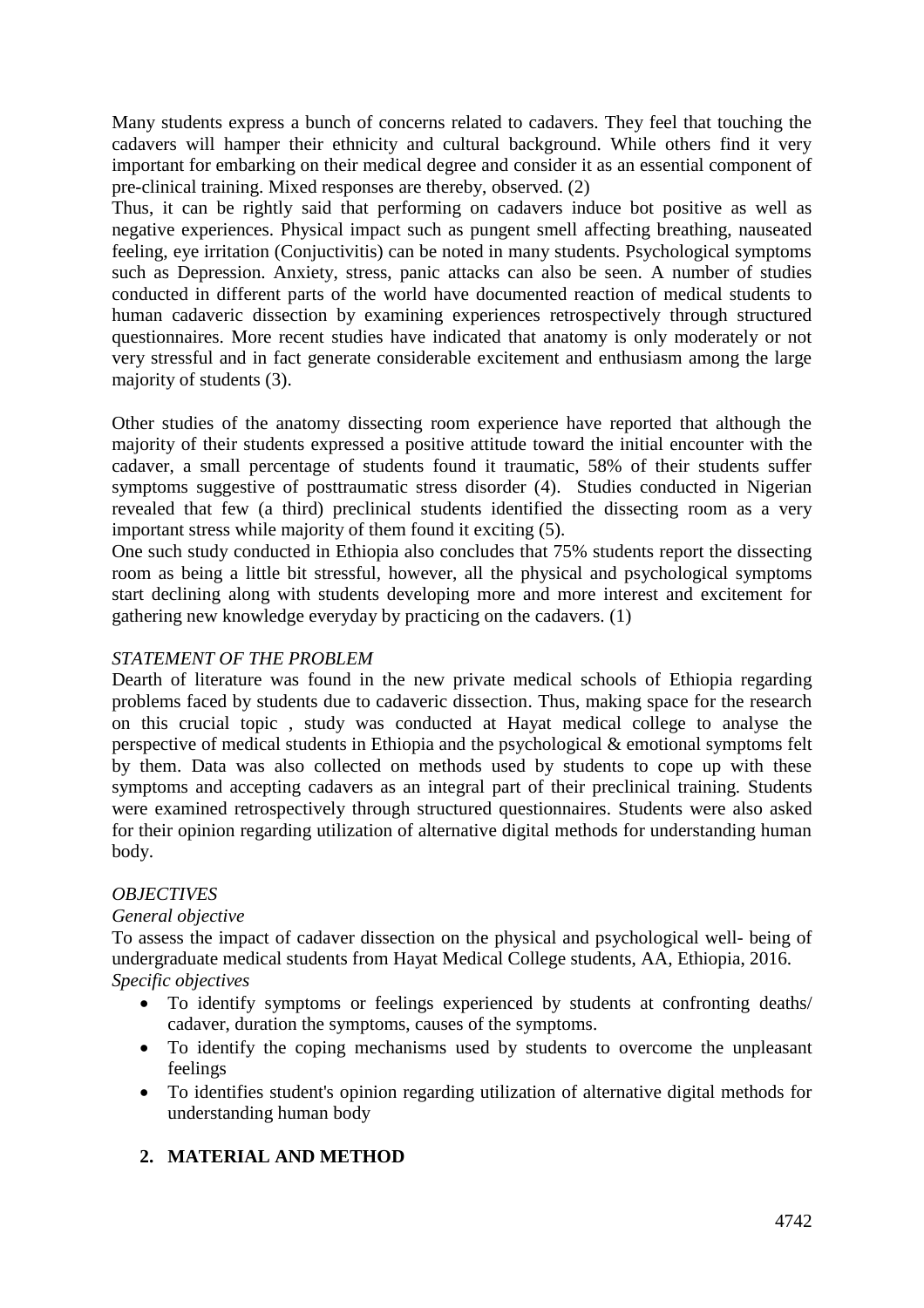Many students express a bunch of concerns related to cadavers. They feel that touching the cadavers will hamper their ethnicity and cultural background. While others find it very important for embarking on their medical degree and consider it as an essential component of pre-clinical training. Mixed responses are thereby, observed. (2)

Thus, it can be rightly said that performing on cadavers induce bot positive as well as negative experiences. Physical impact such as pungent smell affecting breathing, nauseated feeling, eye irritation (Conjuctivitis) can be noted in many students. Psychological symptoms such as Depression. Anxiety, stress, panic attacks can also be seen. A number of studies conducted in different parts of the world have documented reaction of medical students to human cadaveric dissection by examining experiences retrospectively through structured questionnaires. More recent studies have indicated that anatomy is only moderately or not very stressful and in fact generate considerable excitement and enthusiasm among the large majority of students (3).

Other studies of the anatomy dissecting room experience have reported that although the majority of their students expressed a positive attitude toward the initial encounter with the cadaver, a small percentage of students found it traumatic, 58% of their students suffer symptoms suggestive of posttraumatic stress disorder (4). Studies conducted in Nigerian revealed that few (a third) preclinical students identified the dissecting room as a very important stress while majority of them found it exciting (5).

One such study conducted in Ethiopia also concludes that 75% students report the dissecting room as being a little bit stressful, however, all the physical and psychological symptoms start declining along with students developing more and more interest and excitement for gathering new knowledge everyday by practicing on the cadavers. (1)

*STATEMENT OF THE PROBLEM*

Dearth of literature was found in the new private medical schools of Ethiopia regarding problems faced by students due to cadaveric dissection. Thus, making space for the research on this crucial topic , study was conducted at Hayat medical college to analyse the perspective of medical students in Ethiopia and the psychological & emotional symptoms felt by them. Data was also collected on methods used by students to cope up with these symptoms and accepting cadavers as an integral part of their preclinical training. Students were examined retrospectively through structured questionnaires. Students were also asked for their opinion regarding utilization of alternative digital methods for understanding human body.

*OBJECTIVES*

*General objective*

To assess the impact of cadaver dissection on the physical and psychological well- being of undergraduate medical students from Hayat Medical College students, AA, Ethiopia, 2016.

*Specific objectives*

- To identify symptoms or feelings experienced by students at confronting deaths/ cadaver, duration the symptoms, causes of the symptoms.
- To identify the coping mechanisms used by students to overcome the unpleasant feelings
- To identifies student's opinion regarding utilization of alternative digital methods for understanding human body

## 2. MATERIAL AND METHOD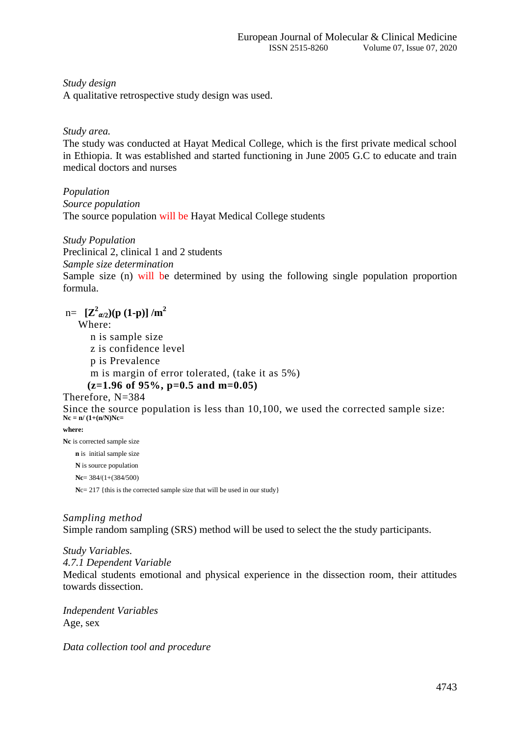*Study design*

A qualitative retrospective study design was used.

*Study area.*

The study was conducted at Hayat Medical College, which is the first private medical school in Ethiopia. It was established and started functioning in June 2005 G.C to educate and train medical doctors and nurses

*Population*

*Source population*

The source population will be Hayat Medical College students

*Study Population*

Preclinical 2, clinical 1 and 2 students

*Sample size determination*

Sample size (n) will be determined by using the following single population proportion formula.

$$n = [Z^2_{\alpha/2})(p\,(1-p)]\,/m^2$$

Where:

- n is sample size
- z is confidence level
- p is Prevalence
- m is margin of error tolerated, (take it as 5%)

**(z=1.96 of 95%, p=0.5 and m=0.05)**

Therefore, N=384

Since the source population is less than 10,100, we used the corrected sample size:

**Nc = n/ (1+(n/N)Nc=**

**where:**

**Nc** is corrected sample size

**n** is initial sample size

**N** is source population

**Nc**= 384/(1+(384/500)

**N**c= 217 {this is the corrected sample size that will be used in our study}

*Sampling method*

Simple random sampling (SRS) method will be used to select the the study participants.

*Study Variables.*

*4.7.1 Dependent Variable*

Medical students emotional and physical experience in the dissection room, their attitudes towards dissection.

*Independent Variables*

Age, sex

*Data collection tool and procedure*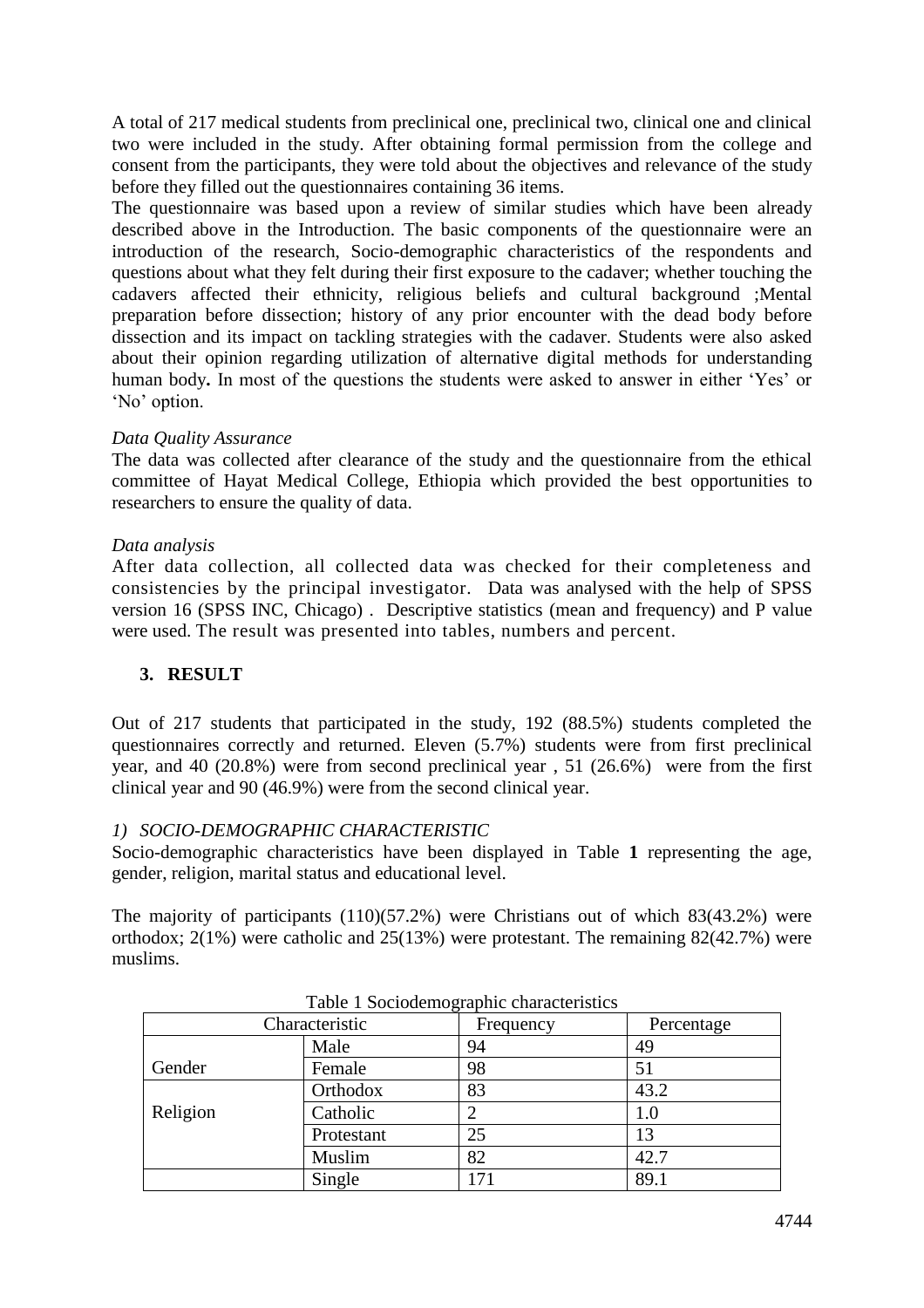A total of 217 medical students from preclinical one, preclinical two, clinical one and clinical two were included in the study. After obtaining formal permission from the college and consent from the participants, they were told about the objectives and relevance of the study before they filled out the questionnaires containing 36 items.

The questionnaire was based upon a review of similar studies which have been already described above in the Introduction. The basic components of the questionnaire were an introduction of the research, Socio-demographic characteristics of the respondents and questions about what they felt during their first exposure to the cadaver; whether touching the cadavers affected their ethnicity, religious beliefs and cultural background ;Mental preparation before dissection; history of any prior encounter with the dead body before dissection and its impact on tackling strategies with the cadaver. Students were also asked about their opinion regarding utilization of alternative digital methods for understanding human body**.** In most of the questions the students were asked to answer in either 'Yes' or 'No' option.

*Data Quality Assurance*

The data was collected after clearance of the study and the questionnaire from the ethical committee of Hayat Medical College, Ethiopia which provided the best opportunities to researchers to ensure the quality of data.

*Data analysis*

After data collection, all collected data was checked for their completeness and consistencies by the principal investigator. Data was analysed with the help of SPSS version 16 (SPSS INC, Chicago) . Descriptive statistics (mean and frequency) and P value were used. The result was presented into tables, numbers and percent.

## 3. RESULT

Out of 217 students that participated in the study, 192 (88.5%) students completed the questionnaires correctly and returned. Eleven (5.7%) students were from first preclinical year, and 40 (20.8%) were from second preclinical year , 51 (26.6%) were from the first clinical year and 90 (46.9%) were from the second clinical year.

### 1) SOCIO-DEMOGRAPHIC CHARACTERISTIC

Socio-demographic characteristics have been displayed in Table **1** representing the age, gender, religion, marital status and educational level.

The majority of participants (110)(57.2%) were Christians out of which 83(43.2%) were orthodox; 2(1%) were catholic and 25(13%) were protestant. The remaining 82(42.7%) were muslims.

Table 1 Sociodemographic characteristics

| Characteristic | | Frequency | Percentage |
|---|---|---|---|
| Gender | Male | 94 | 49 |
| | Female | 98 | 51 |
| Religion | Orthodox | 83 | 43.2 |
| | Catholic | 2 | 1.0 |
| | Protestant | 25 | 13 |
| | Muslim | 82 | 42.7 |
| | Single | 171 | 89.1 |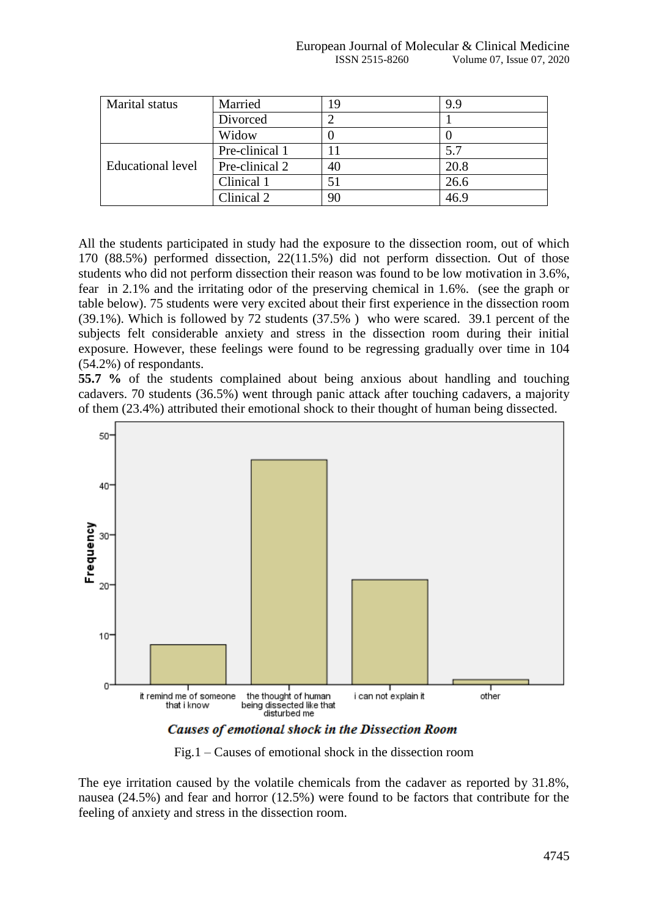| Marital status | Married | 19 | 9.9 |
|---|---|---|---|
| | Divorced | 2 | 1 |
| | Widow | 0 | 0 |
| Educational level | Pre-clinical 1 | 11 | 5.7 |
| | Pre-clinical 2 | 40 | 20.8 |
| | Clinical 1 | 51 | 26.6 |
| | Clinical 2 | 90 | 46.9 |

All the students participated in study had the exposure to the dissection room, out of which 170 (88.5%) performed dissection, 22(11.5%) did not perform dissection. Out of those students who did not perform dissection their reason was found to be low motivation in 3.6%, fear in 2.1% and the irritating odor of the preserving chemical in 1.6%. (see the graph or table below). 75 students were very excited about their first experience in the dissection room (39.1%). Which is followed by 72 students (37.5% ) who were scared. 39.1 percent of the subjects felt considerable anxiety and stress in the dissection room during their initial exposure. However, these feelings were found to be regressing gradually over time in 104 (54.2%) of respondants.

**55.7 %** of the students complained about being anxious about handling and touching cadavers. 70 students (36.5%) went through panic attack after touching cadavers, a majority of them (23.4%) attributed their emotional shock to their thought of human being dissected.

Fig.1 – Causes of emotional shock in the dissection room

The eye irritation caused by the volatile chemicals from the cadaver as reported by 31.8%, nausea (24.5%) and fear and horror (12.5%) were found to be factors that contribute for the feeling of anxiety and stress in the dissection room.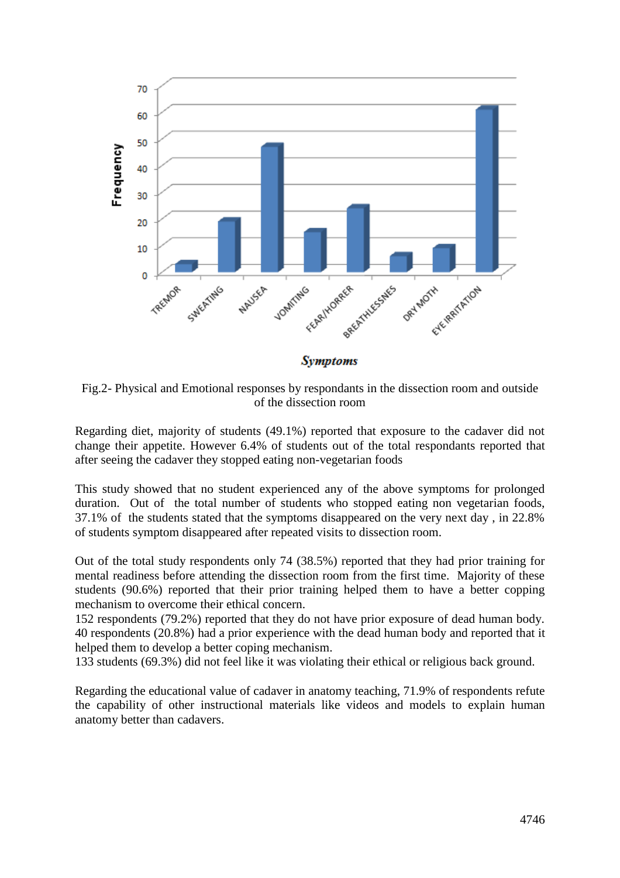Fig.2- Physical and Emotional responses by respondants in the dissection room and outside of the dissection room

Regarding diet, majority of students (49.1%) reported that exposure to the cadaver did not change their appetite. However 6.4% of students out of the total respondants reported that after seeing the cadaver they stopped eating non-vegetarian foods

This study showed that no student experienced any of the above symptoms for prolonged duration. Out of the total number of students who stopped eating non vegetarian foods, 37.1% of the students stated that the symptoms disappeared on the very next day , in 22.8% of students symptom disappeared after repeated visits to dissection room.

Out of the total study respondents only 74 (38.5%) reported that they had prior training for mental readiness before attending the dissection room from the first time. Majority of these students (90.6%) reported that their prior training helped them to have a better copping mechanism to overcome their ethical concern.

152 respondents (79.2%) reported that they do not have prior exposure of dead human body. 40 respondents (20.8%) had a prior experience with the dead human body and reported that it helped them to develop a better coping mechanism.

133 students (69.3%) did not feel like it was violating their ethical or religious back ground.

Regarding the educational value of cadaver in anatomy teaching, 71.9% of respondents refute the capability of other instructional materials like videos and models to explain human anatomy better than cadavers.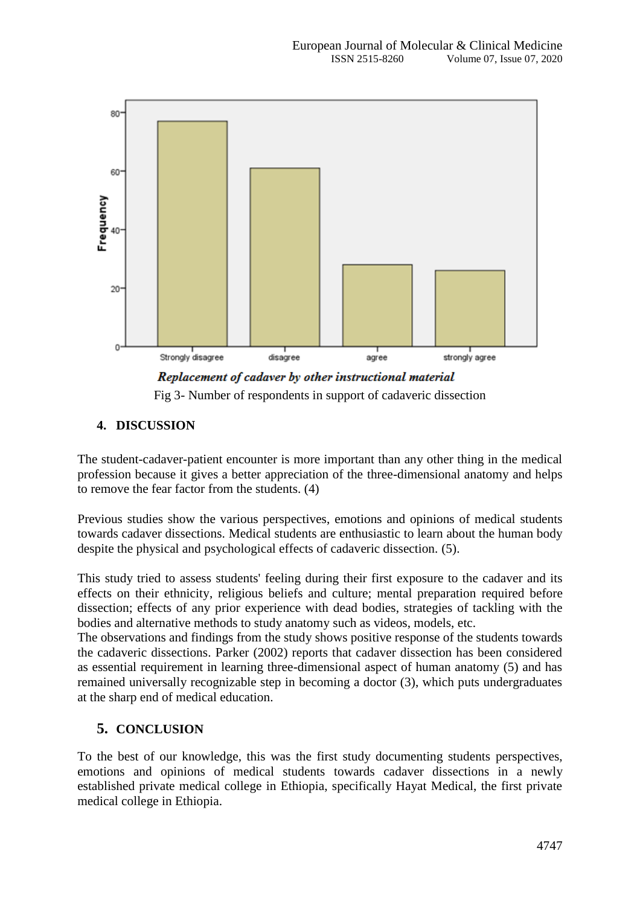*Replacement of cadaver by other instructional material*

Fig 3- Number of respondents in support of cadaveric dissection

## 4. DISCUSSION

The student-cadaver-patient encounter is more important than any other thing in the medical profession because it gives a better appreciation of the three-dimensional anatomy and helps to remove the fear factor from the students. (4)

Previous studies show the various perspectives, emotions and opinions of medical students towards cadaver dissections. Medical students are enthusiastic to learn about the human body despite the physical and psychological effects of cadaveric dissection. (5).

This study tried to assess students' feeling during their first exposure to the cadaver and its effects on their ethnicity, religious beliefs and culture; mental preparation required before dissection; effects of any prior experience with dead bodies, strategies of tackling with the bodies and alternative methods to study anatomy such as videos, models, etc.
The observations and findings from the study shows positive response of the students towards the cadaveric dissections. Parker (2002) reports that cadaver dissection has been considered as essential requirement in learning three-dimensional aspect of human anatomy (5) and has remained universally recognizable step in becoming a doctor (3), which puts undergraduates at the sharp end of medical education.

## 5. CONCLUSION

To the best of our knowledge, this was the first study documenting students perspectives, emotions and opinions of medical students towards cadaver dissections in a newly established private medical college in Ethiopia, specifically Hayat Medical, the first private medical college in Ethiopia.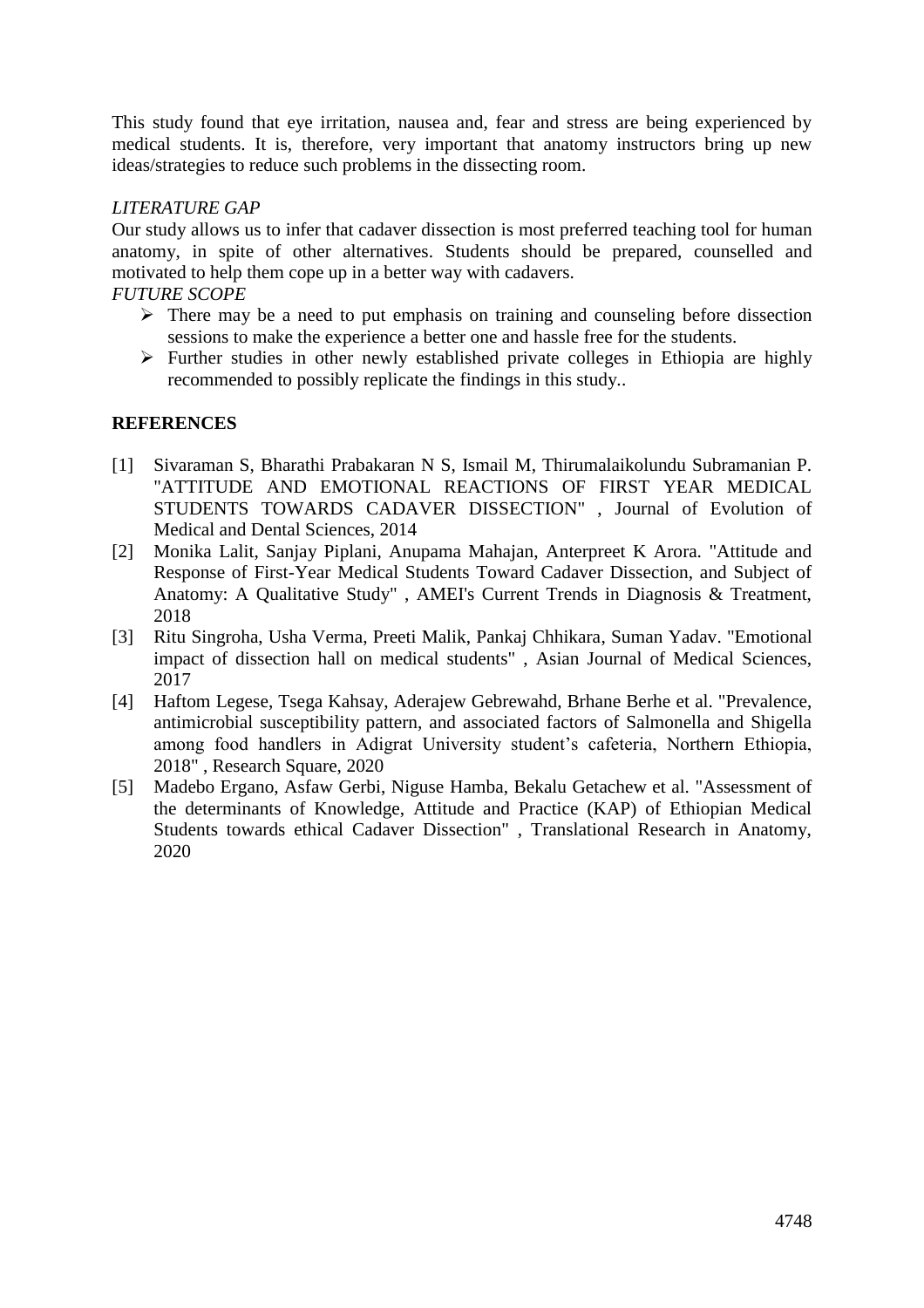This study found that eye irritation, nausea and, fear and stress are being experienced by medical students. It is, therefore, very important that anatomy instructors bring up new ideas/strategies to reduce such problems in the dissecting room.

*LITERATURE GAP*

Our study allows us to infer that cadaver dissection is most preferred teaching tool for human anatomy, in spite of other alternatives. Students should be prepared, counselled and motivated to help them cope up in a better way with cadavers.

*FUTURE SCOPE*

- There may be a need to put emphasis on training and counseling before dissection sessions to make the experience a better one and hassle free for the students.
- Further studies in other newly established private colleges in Ethiopia are highly recommended to possibly replicate the findings in this study..

## REFERENCES

[1] Sivaraman S, Bharathi Prabakaran N S, Ismail M, Thirumalaikolundu Subramanian P. "ATTITUDE AND EMOTIONAL REACTIONS OF FIRST YEAR MEDICAL STUDENTS TOWARDS CADAVER DISSECTION" , Journal of Evolution of Medical and Dental Sciences, 2014

[2] Monika Lalit, Sanjay Piplani, Anupama Mahajan, Anterpreet K Arora. "Attitude and Response of First-Year Medical Students Toward Cadaver Dissection, and Subject of Anatomy: A Qualitative Study" , AMEI's Current Trends in Diagnosis & Treatment, 2018

[3] Ritu Singroha, Usha Verma, Preeti Malik, Pankaj Chhikara, Suman Yadav. "Emotional impact of dissection hall on medical students" , Asian Journal of Medical Sciences, 2017

[4] Haftom Legese, Tsega Kahsay, Aderajew Gebrewahd, Brhane Berhe et al. "Prevalence, antimicrobial susceptibility pattern, and associated factors of Salmonella and Shigella among food handlers in Adigrat University student's cafeteria, Northern Ethiopia, 2018" , Research Square, 2020

[5] Madebo Ergano, Asfaw Gerbi, Niguse Hamba, Bekalu Getachew et al. "Assessment of the determinants of Knowledge, Attitude and Practice (KAP) of Ethiopian Medical Students towards ethical Cadaver Dissection" , Translational Research in Anatomy, 2020